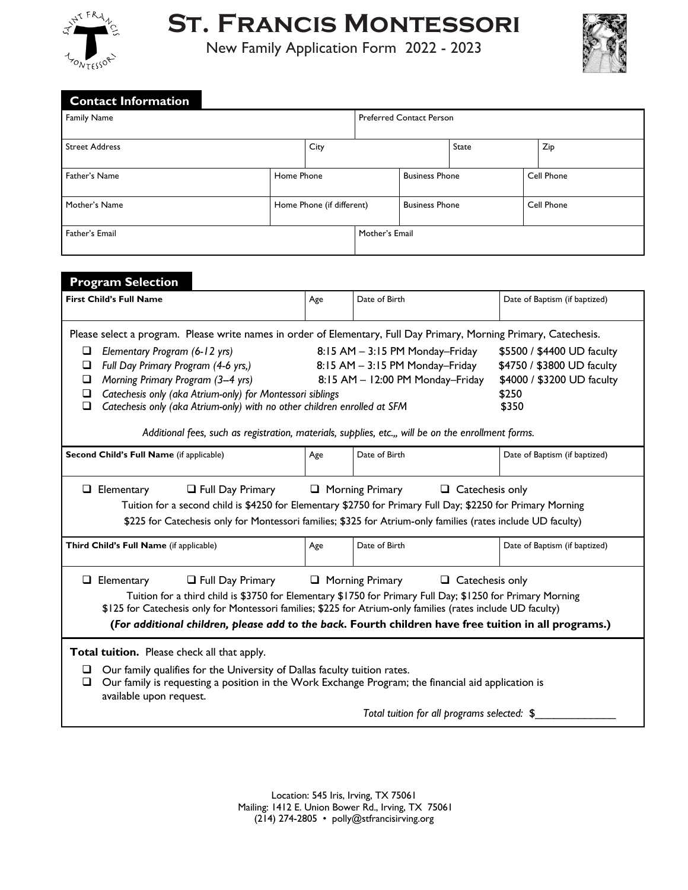# St. Francis Montessori

New Family Application Form 2022 - 2023

## Contact Information

| Family Name | | Preferred Contact Person | |
|---|---|---|---|
| Street Address | City | State | Zip |
| Father's Name | Home Phone | Business Phone | Cell Phone |
| Mother's Name | Home Phone (if different) | Business Phone | Cell Phone |
| Father's Email | | Mother's Email | |

## Program Selection

| **First Child's Full Name** | Age | Date of Birth | Date of Baptism (if baptized) |
|---|---|---|---|
| | | | |

Please select a program. Please write names in order of Elementary, Full Day Primary, Morning Primary, Catechesis.

- ❑ *Elementary Program (6-12 yrs)* — 8:15 AM – 3:15 PM Monday–Friday — $5500 / $4400 UD faculty
- ❑ *Full Day Primary Program (4-6 yrs,)* — 8:15 AM – 3:15 PM Monday–Friday — $4750 / $3800 UD faculty
- ❑ *Morning Primary Program (3–4 yrs)* — 8:15 AM – 12:00 PM Monday–Friday — $4000 / $3200 UD faculty
- ❑ *Catechesis only (aka Atrium-only) for Montessori siblings* — $250
- ❑ *Catechesis only (aka Atrium-only) with no other children enrolled at SFM* — $350

*Additional fees, such as registration, materials, supplies, etc.,, will be on the enrollment forms.*

| **Second Child's Full Name** (if applicable) | Age | Date of Birth | Date of Baptism (if baptized) |
|---|---|---|---|
| | | | |

❑ Elementary ❑ Full Day Primary ❑ Morning Primary ❑ Catechesis only

Tuition for a second child is $4250 for Elementary $2750 for Primary Full Day; $2250 for Primary Morning
$225 for Catechesis only for Montessori families; $325 for Atrium-only families (rates include UD faculty)

| **Third Child's Full Name** (if applicable) | Age | Date of Birth | Date of Baptism (if baptized) |
|---|---|---|---|
| | | | |

❑ Elementary ❑ Full Day Primary ❑ Morning Primary ❑ Catechesis only

Tuition for a third child is $3750 for Elementary $1750 for Primary Full Day; $1250 for Primary Morning
$125 for Catechesis only for Montessori families; $225 for Atrium-only families (rates include UD faculty)

**(*For additional children, please add to the back*. Fourth children have free tuition in all programs.)**

**Total tuition.** Please check all that apply.

- ❑ Our family qualifies for the University of Dallas faculty tuition rates.
- ❑ Our family is requesting a position in the Work Exchange Program; the financial aid application is available upon request.

*Total tuition for all programs selected:* $_______________

Location: 545 Iris, Irving, TX 75061
Mailing: 1412 E. Union Bower Rd., Irving, TX 75061
(214) 274-2805 • polly@stfrancisirving.org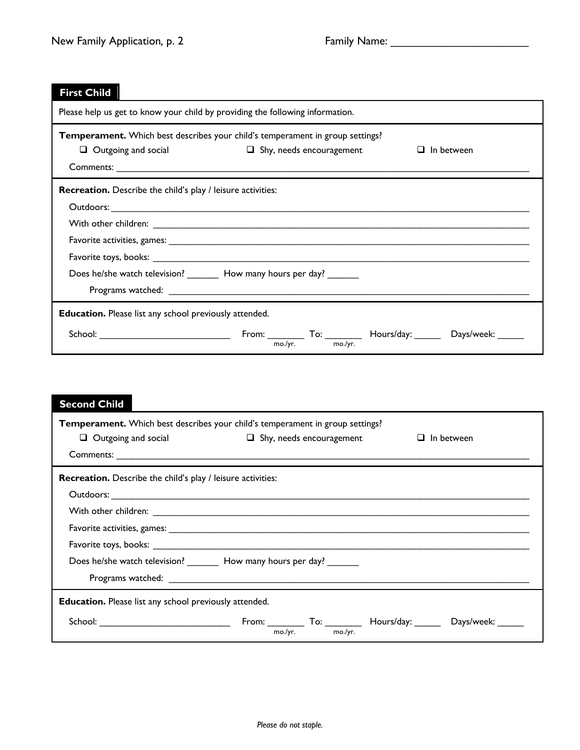New Family Application, p. 2 Family Name: ________________________

## First Child

Please help us get to know your child by providing the following information.

**Temperament.** Which best describes your child's temperament in group settings?

- ☐ Outgoing and social
- ☐ Shy, needs encouragement
- ☐ In between

Comments: ______________________________________________________________________________

**Recreation.** Describe the child's play / leisure activities:

Outdoors: ______________________________________________________________________________

With other children: ______________________________________________________________________

Favorite activities, games: _________________________________________________________________

Favorite toys, books: _____________________________________________________________________

Does he/she watch television? _______ How many hours per day? ______

Programs watched: ______________________________________________________________________

**Education.** Please list any school previously attended.

School: __________________________ From: _______ (mo./yr.) To: _______ (mo./yr.) Hours/day: _____ Days/week: _____

## Second Child

**Temperament.** Which best describes your child's temperament in group settings?

- ☐ Outgoing and social
- ☐ Shy, needs encouragement
- ☐ In between

Comments: ______________________________________________________________________________

**Recreation.** Describe the child's play / leisure activities:

Outdoors: ______________________________________________________________________________

With other children: ______________________________________________________________________

Favorite activities, games: _________________________________________________________________

Favorite toys, books: _____________________________________________________________________

Does he/she watch television? _______ How many hours per day? ______

Programs watched: ______________________________________________________________________

**Education.** Please list any school previously attended.

School: __________________________ From: _______ (mo./yr.) To: _______ (mo./yr.) Hours/day: _____ Days/week: _____

*Please do not staple.*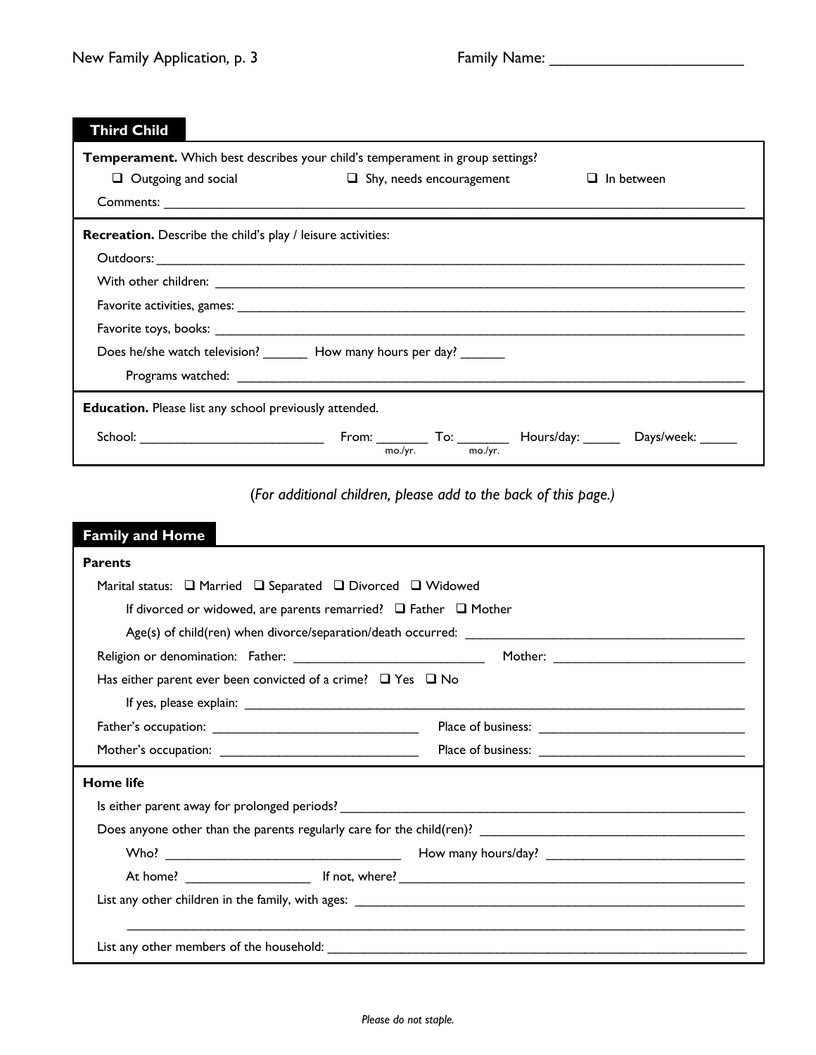New Family Application, p. 3 Family Name: ______________________

## Third Child

**Temperament.** Which best describes your child's temperament in group settings?

- ❑ Outgoing and social
- ❑ Shy, needs encouragement
- ❑ In between

Comments: ______________________________________________________________________

**Recreation.** Describe the child's play / leisure activities:

Outdoors: ______________________________________________________________________

With other children: ______________________________________________________________

Favorite activities, games: __________________________________________________________

Favorite toys, books: ______________________________________________________________

Does he/she watch television? ______ How many hours per day? ______

Programs watched: ______________________________________________________________

**Education.** Please list any school previously attended.

School: _________________________ From: _______ (mo./yr.) To: _______ (mo./yr.) Hours/day: _____ Days/week: _____

*(For additional children, please add to the back of this page.)*

## Family and Home

**Parents**

Marital status: ❑ Married ❑ Separated ❑ Divorced ❑ Widowed

If divorced or widowed, are parents remarried? ❑ Father ❑ Mother

Age(s) of child(ren) when divorce/separation/death occurred: ______________________________

Religion or denomination: Father: ___________________________ Mother: ___________________________

Has either parent ever been convicted of a crime? ❑ Yes ❑ No

If yes, please explain: ______________________________________________________________

Father's occupation: ______________________________ Place of business: ______________________________

Mother's occupation: ____________________________ Place of business: ______________________________

**Home life**

Is either parent away for prolonged periods? ______________________________________________

Does anyone other than the parents regularly care for the child(ren)? ______________________________

Who? _________________________________ How many hours/day? ___________________________

At home? _________________ If not, where? _______________________________________________

List any other children in the family, with ages: ____________________________________________

______________________________________________________________________________

List any other members of the household: ________________________________________________

*Please do not staple.*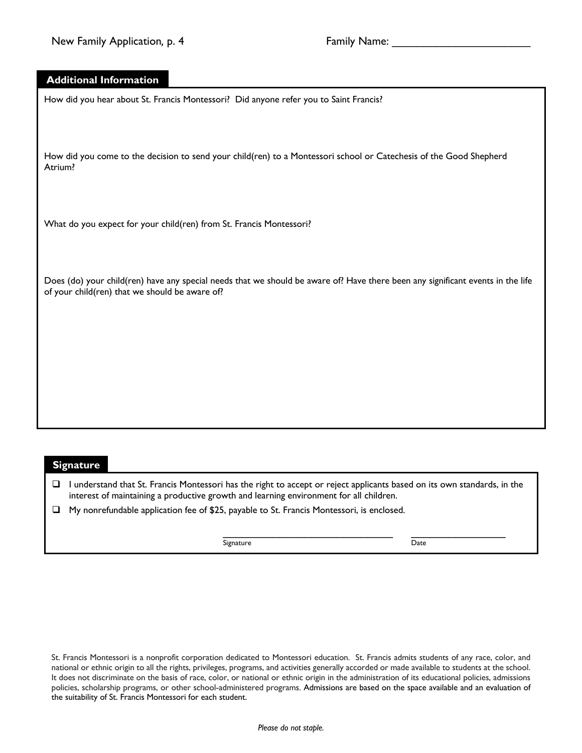Family Name: _______________________

## Additional Information

How did you hear about St. Francis Montessori? Did anyone refer you to Saint Francis?

How did you come to the decision to send your child(ren) to a Montessori school or Catechesis of the Good Shepherd Atrium?

What do you expect for your child(ren) from St. Francis Montessori?

Does (do) your child(ren) have any special needs that we should be aware of? Have there been any significant events in the life of your child(ren) that we should be aware of?

## Signature

- ❑ I understand that St. Francis Montessori has the right to accept or reject applicants based on its own standards, in the interest of maintaining a productive growth and learning environment for all children.
- ❑ My nonrefundable application fee of $25, payable to St. Francis Montessori, is enclosed.

___________________________________ Signature

____________________ Date

St. Francis Montessori is a nonprofit corporation dedicated to Montessori education. St. Francis admits students of any race, color, and national or ethnic origin to all the rights, privileges, programs, and activities generally accorded or made available to students at the school. It does not discriminate on the basis of race, color, or national or ethnic origin in the administration of its educational policies, admissions policies, scholarship programs, or other school-administered programs. Admissions are based on the space available and an evaluation of the suitability of St. Francis Montessori for each student.

*Please do not staple.*